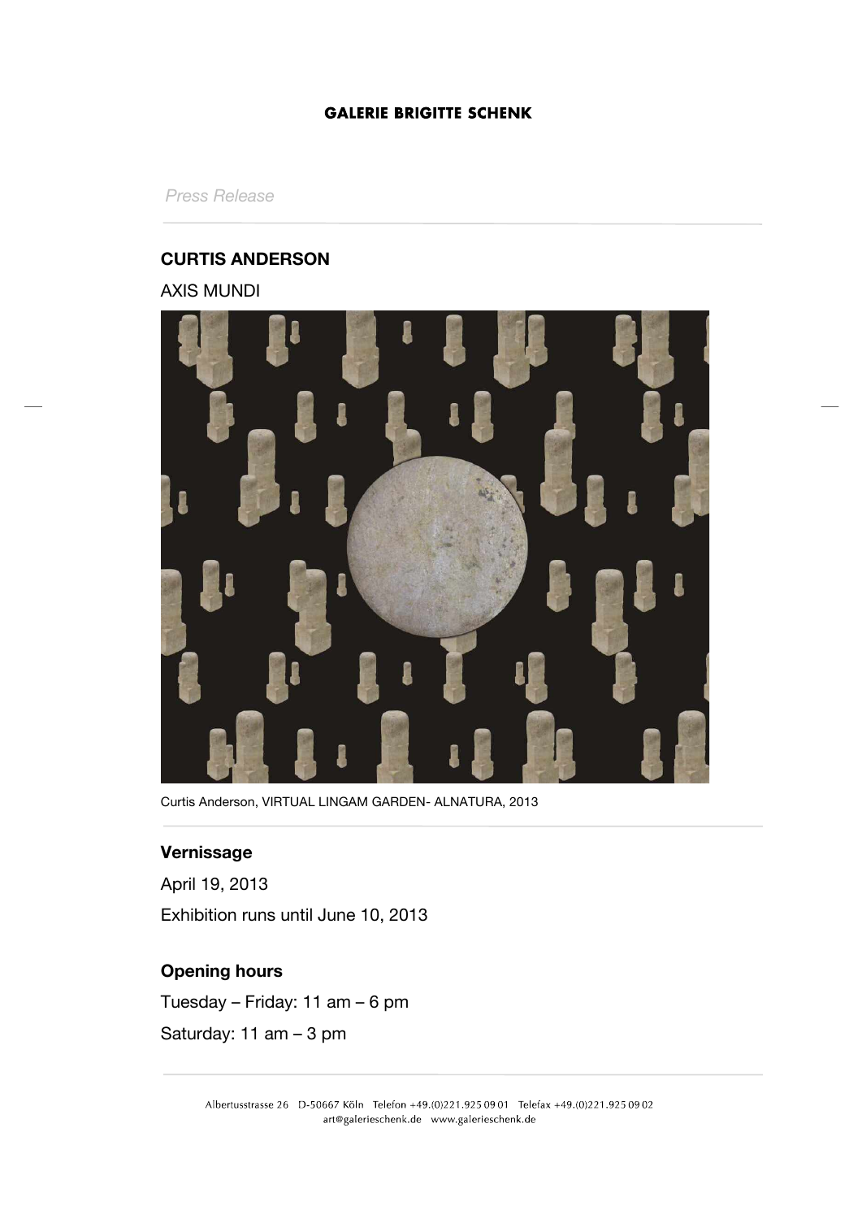**GALERIE BRIGITTE SCHENK**

*Press Release*

## CURTIS ANDERSON

AXIS MUNDI

Curtis Anderson, VIRTUAL LINGAM GARDEN- ALNATURA, 2013

### Vernissage

April 19, 2013

Exhibition runs until June 10, 2013

### Opening hours

Tuesday – Friday: 11 am – 6 pm

Saturday: 11 am – 3 pm

Albertusstrasse 26 D-50667 Köln Telefon +49.(0)221.925 09 01 Telefax +49.(0)221.925 09 02
art@galerieschenk.de www.galerieschenk.de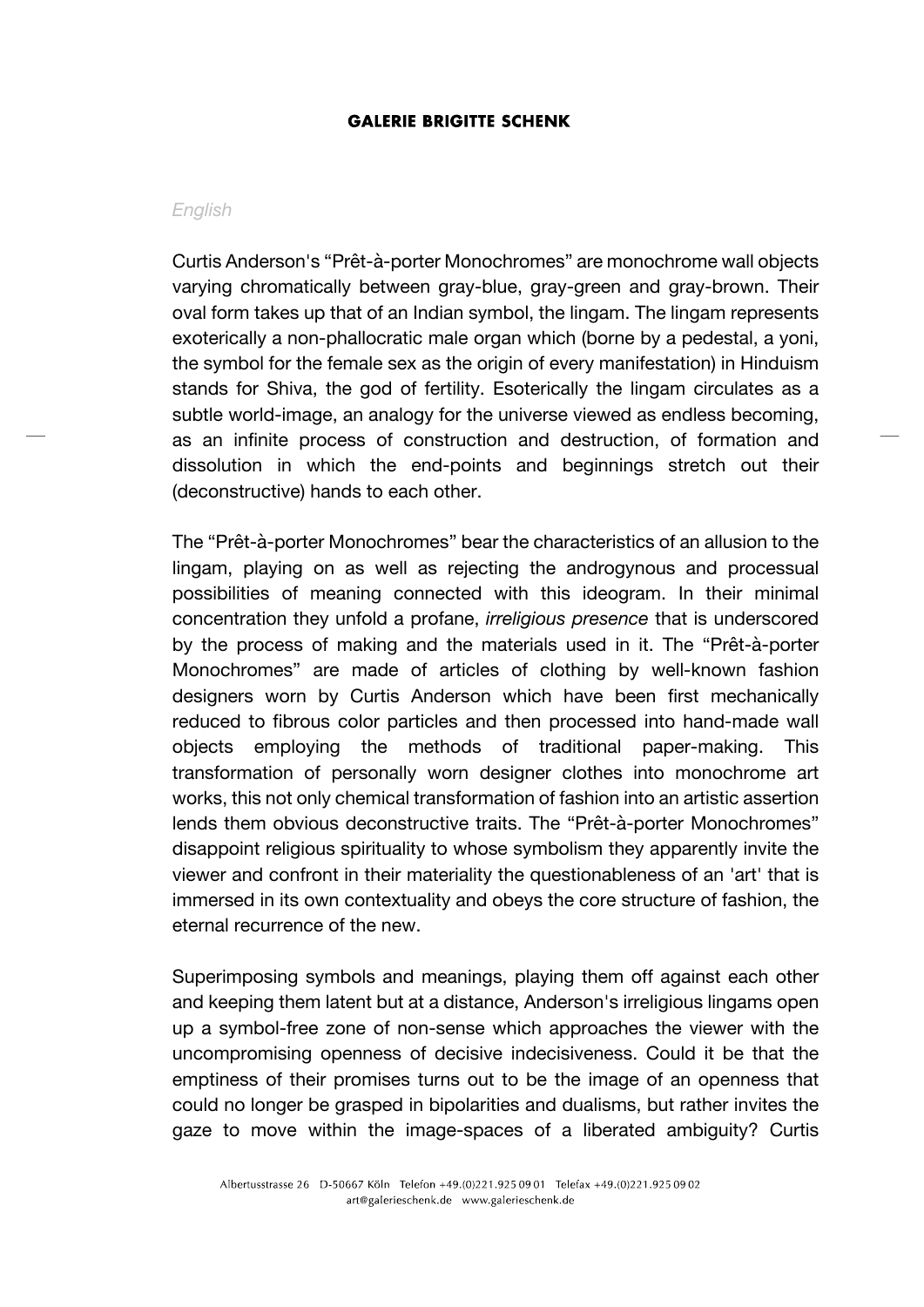*English*

Curtis Anderson's “Prêt-à-porter Monochromes” are monochrome wall objects varying chromatically between gray-blue, gray-green and gray-brown. Their oval form takes up that of an Indian symbol, the lingam. The lingam represents exoterically a non-phallocratic male organ which (borne by a pedestal, a yoni, the symbol for the female sex as the origin of every manifestation) in Hinduism stands for Shiva, the god of fertility. Esoterically the lingam circulates as a subtle world-image, an analogy for the universe viewed as endless becoming, as an infinite process of construction and destruction, of formation and dissolution in which the end-points and beginnings stretch out their (deconstructive) hands to each other.

The “Prêt-à-porter Monochromes” bear the characteristics of an allusion to the lingam, playing on as well as rejecting the androgynous and processual possibilities of meaning connected with this ideogram. In their minimal concentration they unfold a profane, *irreligious presence* that is underscored by the process of making and the materials used in it. The “Prêt-à-porter Monochromes” are made of articles of clothing by well-known fashion designers worn by Curtis Anderson which have been first mechanically reduced to fibrous color particles and then processed into hand-made wall objects employing the methods of traditional paper-making. This transformation of personally worn designer clothes into monochrome art works, this not only chemical transformation of fashion into an artistic assertion lends them obvious deconstructive traits. The “Prêt-à-porter Monochromes” disappoint religious spirituality to whose symbolism they apparently invite the viewer and confront in their materiality the questionableness of an 'art' that is immersed in its own contextuality and obeys the core structure of fashion, the eternal recurrence of the new.

Superimposing symbols and meanings, playing them off against each other and keeping them latent but at a distance, Anderson's irreligious lingams open up a symbol-free zone of non-sense which approaches the viewer with the uncompromising openness of decisive indecisiveness. Could it be that the emptiness of their promises turns out to be the image of an openness that could no longer be grasped in bipolarities and dualisms, but rather invites the gaze to move within the image-spaces of a liberated ambiguity? Curtis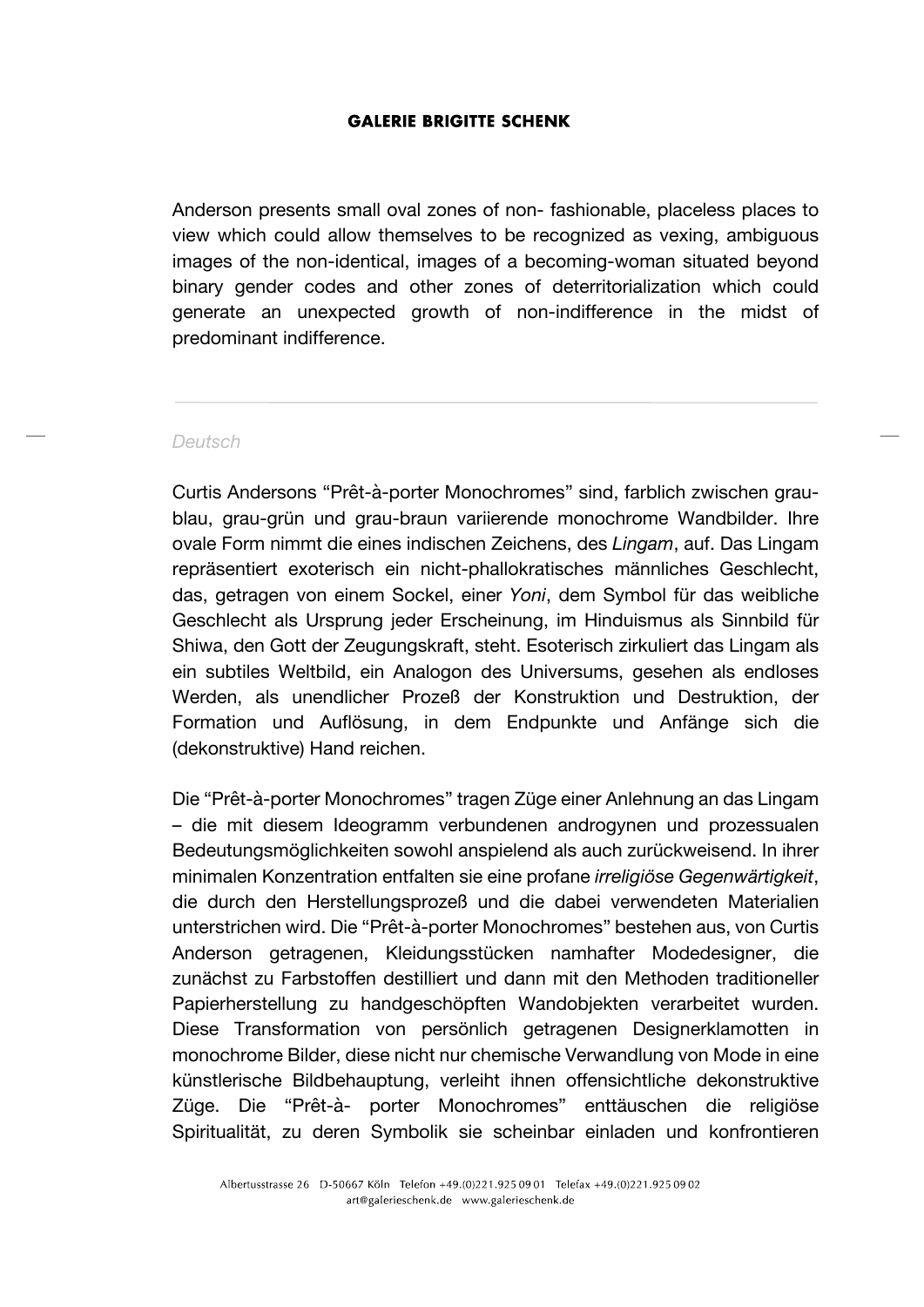Anderson presents small oval zones of non- fashionable, placeless places to view which could allow themselves to be recognized as vexing, ambiguous images of the non-identical, images of a becoming-woman situated beyond binary gender codes and other zones of deterritorialization which could generate an unexpected growth of non-indifference in the midst of predominant indifference.

---

*Deutsch*

Curtis Andersons “Prêt-à-porter Monochromes” sind, farblich zwischen grau-blau, grau-grün und grau-braun variierende monochrome Wandbilder. Ihre ovale Form nimmt die eines indischen Zeichens, des *Lingam*, auf. Das Lingam repräsentiert exoterisch ein nicht-phallokratisches männliches Geschlecht, das, getragen von einem Sockel, einer *Yoni*, dem Symbol für das weibliche Geschlecht als Ursprung jeder Erscheinung, im Hinduismus als Sinnbild für Shiwa, den Gott der Zeugungskraft, steht. Esoterisch zirkuliert das Lingam als ein subtiles Weltbild, ein Analogon des Universums, gesehen als endloses Werden, als unendlicher Prozeß der Konstruktion und Destruktion, der Formation und Auflösung, in dem Endpunkte und Anfänge sich die (dekonstruktive) Hand reichen.

Die “Prêt-à-porter Monochromes” tragen Züge einer Anlehnung an das Lingam – die mit diesem Ideogramm verbundenen androgynen und prozessualen Bedeutungsmöglichkeiten sowohl anspielend als auch zurückweisend. In ihrer minimalen Konzentration entfalten sie eine profane *irreligiöse Gegenwärtigkeit*, die durch den Herstellungsprozeß und die dabei verwendeten Materialien unterstrichen wird. Die “Prêt-à-porter Monochromes” bestehen aus, von Curtis Anderson getragenen, Kleidungsstücken namhafter Modedesigner, die zunächst zu Farbstoffen destilliert und dann mit den Methoden traditioneller Papierherstellung zu handgeschöpften Wandobjekten verarbeitet wurden. Diese Transformation von persönlich getragenen Designerklamotten in monochrome Bilder, diese nicht nur chemische Verwandlung von Mode in eine künstlerische Bildbehauptung, verleiht ihnen offensichtliche dekonstruktive Züge. Die “Prêt-à- porter Monochromes” enttäuschen die religiöse Spiritualität, zu deren Symbolik sie scheinbar einladen und konfrontieren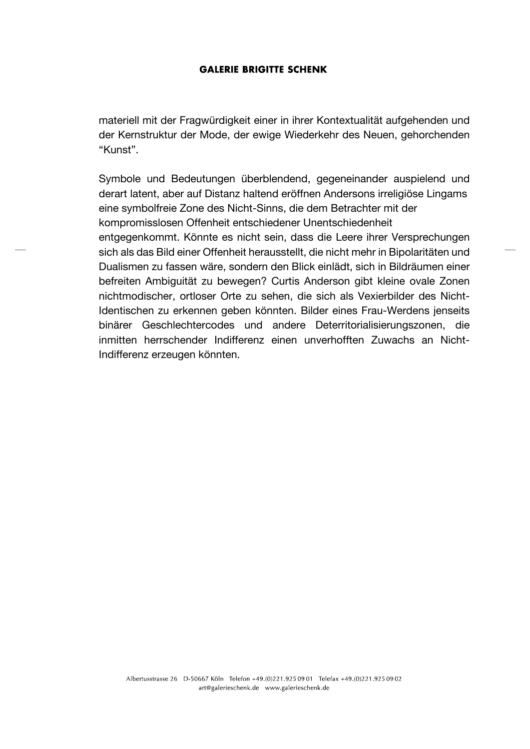materiell mit der Fragwürdigkeit einer in ihrer Kontextualität aufgehenden und der Kernstruktur der Mode, der ewige Wiederkehr des Neuen, gehorchenden "Kunst".

Symbole und Bedeutungen überblendend, gegeneinander auspielend und derart latent, aber auf Distanz haltend eröffnen Andersons irreligiöse Lingams eine symbolfreie Zone des Nicht-Sinns, die dem Betrachter mit der kompromisslosen Offenheit entschiedener Unentschiedenheit entgegenkommt. Könnte es nicht sein, dass die Leere ihrer Versprechungen sich als das Bild einer Offenheit herausstellt, die nicht mehr in Bipolaritäten und Dualismen zu fassen wäre, sondern den Blick einlädt, sich in Bildräumen einer befreiten Ambiguität zu bewegen? Curtis Anderson gibt kleine ovale Zonen nichtmodischer, ortloser Orte zu sehen, die sich als Vexierbilder des Nicht-Identischen zu erkennen geben könnten. Bilder eines Frau-Werdens jenseits binärer Geschlechtercodes und andere Deterritorialisierungszonen, die inmitten herrschender Indifferenz einen unverhofften Zuwachs an Nicht-Indifferenz erzeugen könnten.